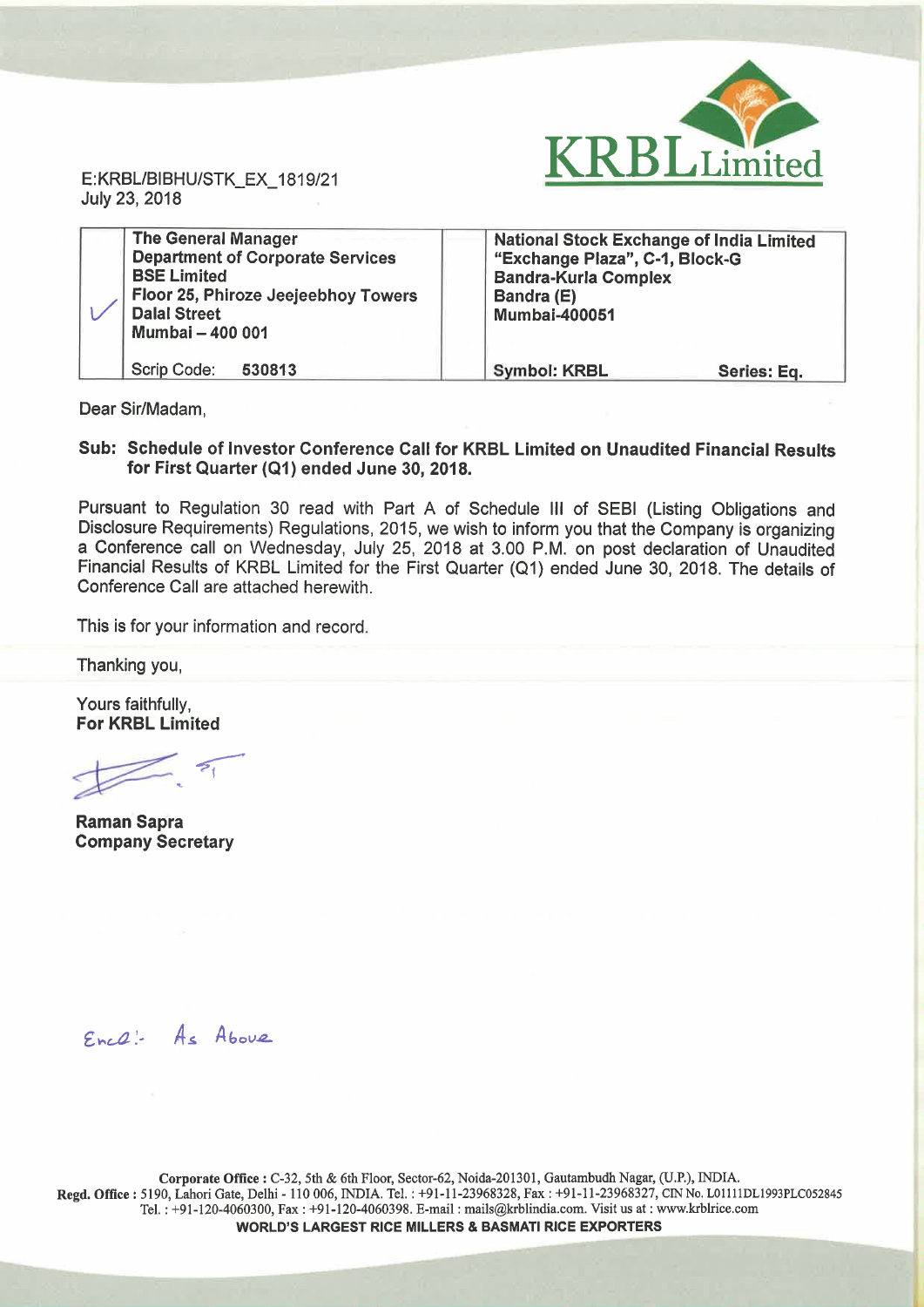KRBL Limited

E:KRBL/BIBHU/STK_EX_1819/21
July 23, 2018

| | **The General Manager**<br>**Department of Corporate Services**<br>**BSE Limited**<br>**Floor 25, Phiroze Jeejeebhoy Towers**<br>**Dalal Street**<br>**Mumbai – 400 001** | | **National Stock Exchange of India Limited**<br>**"Exchange Plaza", C-1, Block-G**<br>**Bandra-Kurla Complex**<br>**Bandra (E)**<br>**Mumbai-400051** | |
|---|---|---|---|---|
| | Scrip Code: **530813** | | **Symbol: KRBL** | **Series: Eq.** |

Dear Sir/Madam,

**Sub: Schedule of Investor Conference Call for KRBL Limited on Unaudited Financial Results for First Quarter (Q1) ended June 30, 2018.**

Pursuant to Regulation 30 read with Part A of Schedule III of SEBI (Listing Obligations and Disclosure Requirements) Regulations, 2015, we wish to inform you that the Company is organizing a Conference call on Wednesday, July 25, 2018 at 3.00 P.M. on post declaration of Unaudited Financial Results of KRBL Limited for the First Quarter (Q1) ended June 30, 2018. The details of Conference Call are attached herewith.

This is for your information and record.

Thanking you,

Yours faithfully,
**For KRBL Limited**

**Raman Sapra**
**Company Secretary**

Encl:- As Above

**Corporate Office :** C-32, 5th & 6th Floor, Sector-62, Noida-201301, Gautambudh Nagar, (U.P.), INDIA.
**Regd. Office :** 5190, Lahori Gate, Delhi - 110 006, INDIA. Tel. : +91-11-23968328, Fax : +91-11-23968327, CIN No. L01111DL1993PLC052845
Tel. : +91-120-4060300, Fax : +91-120-4060398. E-mail : mails@krblindia.com. Visit us at : www.krblrice.com
**WORLD'S LARGEST RICE MILLERS & BASMATI RICE EXPORTERS**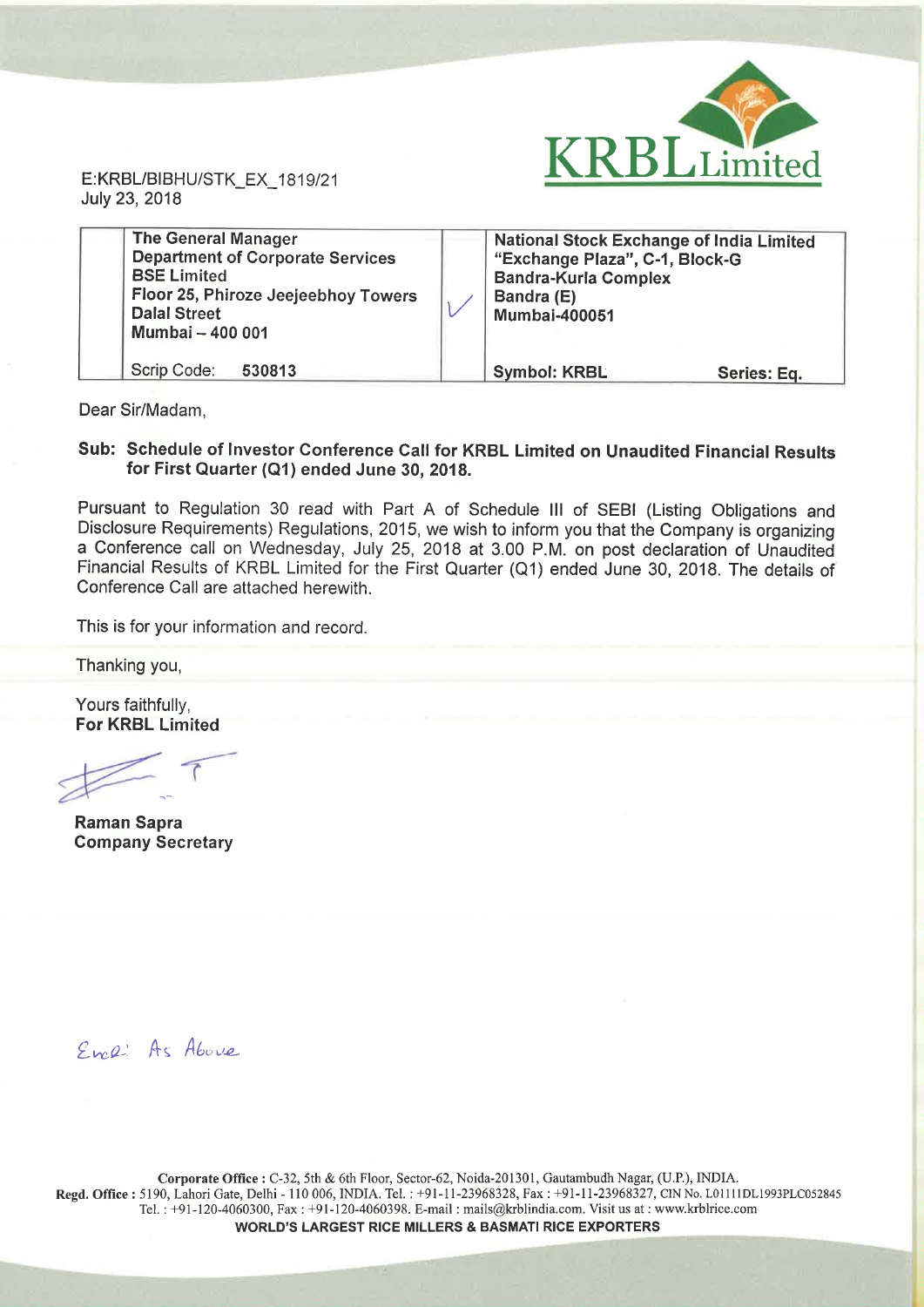KRBL Limited

E:KRBL/BIBHU/STK_EX_1819/21
July 23, 2018

| The General Manager<br>Department of Corporate Services<br>BSE Limited<br>Floor 25, Phiroze Jeejeebhoy Towers<br>Dalal Street<br>Mumbai – 400 001 | ✓ | National Stock Exchange of India Limited<br>"Exchange Plaza", C-1, Block-G<br>Bandra-Kurla Complex<br>Bandra (E)<br>Mumbai-400051 |
|---|---|---|
| Scrip Code: **530813** | | **Symbol: KRBL** **Series: Eq.** |

Dear Sir/Madam,

**Sub: Schedule of Investor Conference Call for KRBL Limited on Unaudited Financial Results for First Quarter (Q1) ended June 30, 2018.**

Pursuant to Regulation 30 read with Part A of Schedule III of SEBI (Listing Obligations and Disclosure Requirements) Regulations, 2015, we wish to inform you that the Company is organizing a Conference call on Wednesday, July 25, 2018 at 3.00 P.M. on post declaration of Unaudited Financial Results of KRBL Limited for the First Quarter (Q1) ended June 30, 2018. The details of Conference Call are attached herewith.

This is for your information and record.

Thanking you,

Yours faithfully,
**For KRBL Limited**

**Raman Sapra**
**Company Secretary**

Encl: As Above

**Corporate Office :** C-32, 5th & 6th Floor, Sector-62, Noida-201301, Gautambudh Nagar, (U.P.), INDIA.
**Regd. Office :** 5190, Lahori Gate, Delhi - 110 006, INDIA. Tel. : +91-11-23968328, Fax : +91-11-23968327, CIN No. L01111DL1993PLC052845
Tel. : +91-120-4060300, Fax : +91-120-4060398. E-mail : mails@krblindia.com. Visit us at : www.krblrice.com
**WORLD'S LARGEST RICE MILLERS & BASMATI RICE EXPORTERS**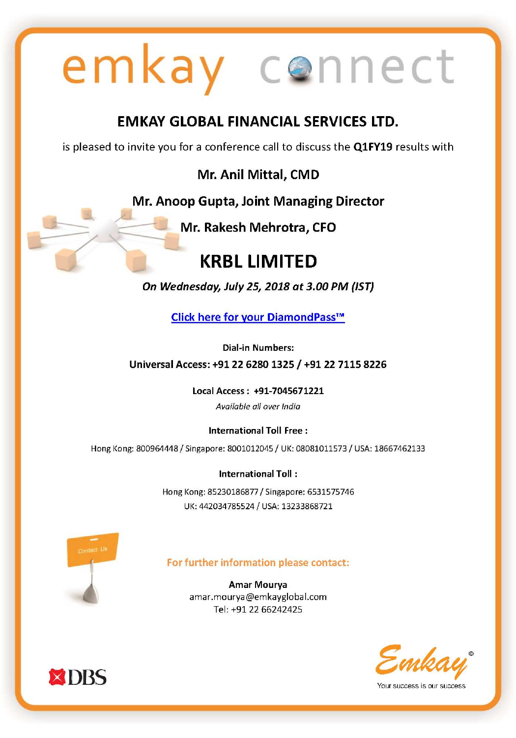# emkay connect

## EMKAY GLOBAL FINANCIAL SERVICES LTD.

is pleased to invite you for a conference call to discuss the **Q1FY19** results with

**Mr. Anil Mittal, CMD**

**Mr. Anoop Gupta, Joint Managing Director**

**Mr. Rakesh Mehrotra, CFO**

# KRBL LIMITED

***On Wednesday, July 25, 2018 at 3.00 PM (IST)***

**Click here for your DiamondPass™**

**Dial-in Numbers:**

**Universal Access: +91 22 6280 1325 / +91 22 7115 8226**

**Local Access : +91-7045671221**

*Available all over India*

**International Toll Free :**

Hong Kong: 800964448 / Singapore: 8001012045 / UK: 08081011573 / USA: 18667462133

**International Toll :**

Hong Kong: 85230186877 / Singapore: 6531575746

UK: 442034785524 / USA: 13233868721

Contact Us

**For further information please contact:**

Amar Mourya

amar.mourya@emkayglobal.com

Tel: +91 22 66242425

DBS

Emkay®

Your success is our success